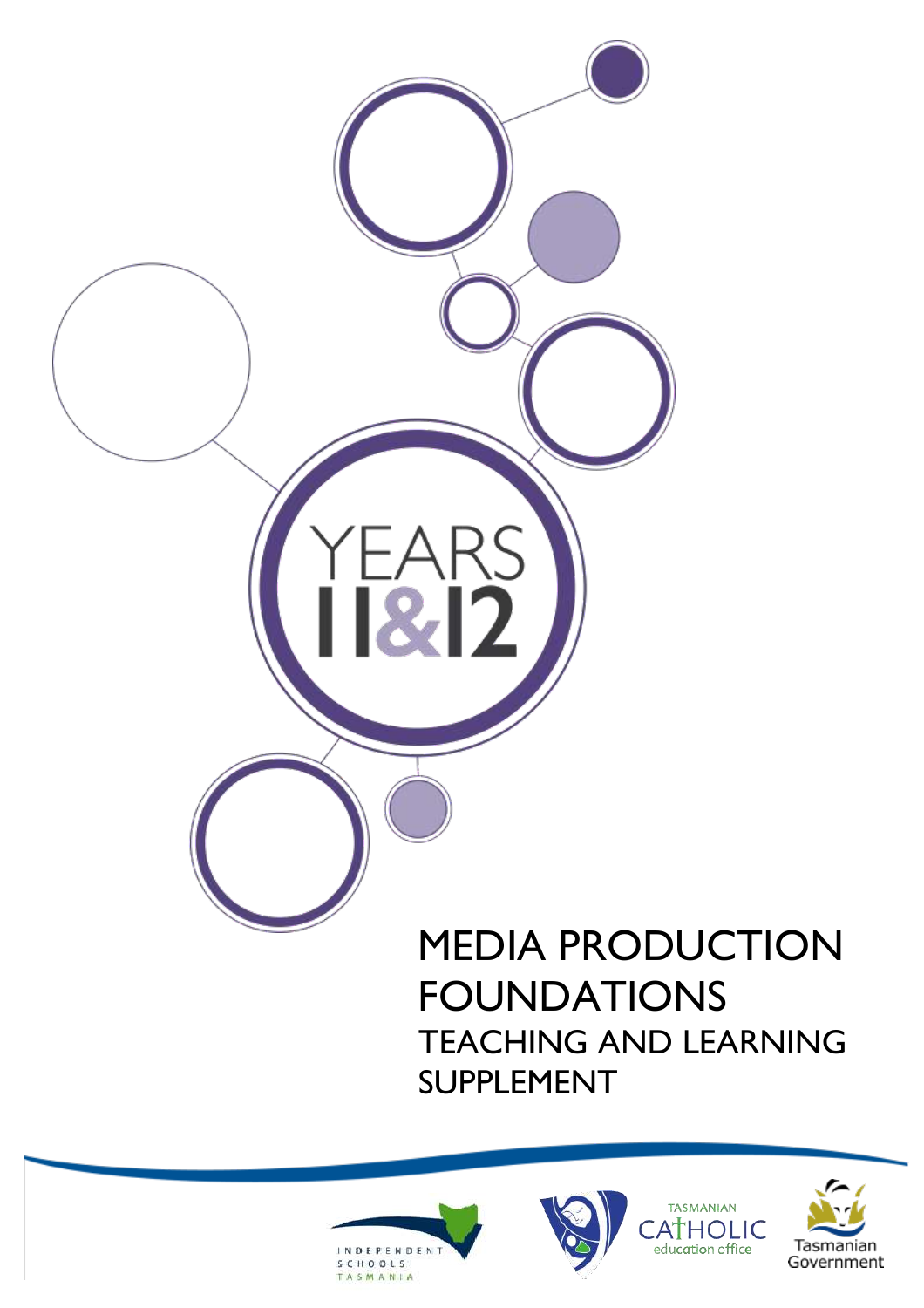YEARS 11&12

# MEDIA PRODUCTION FOUNDATIONS

## TEACHING AND LEARNING SUPPLEMENT

INDEPENDENT SCHOOLS TASMANIA

TASMANIAN CATHOLIC education office

Tasmanian Government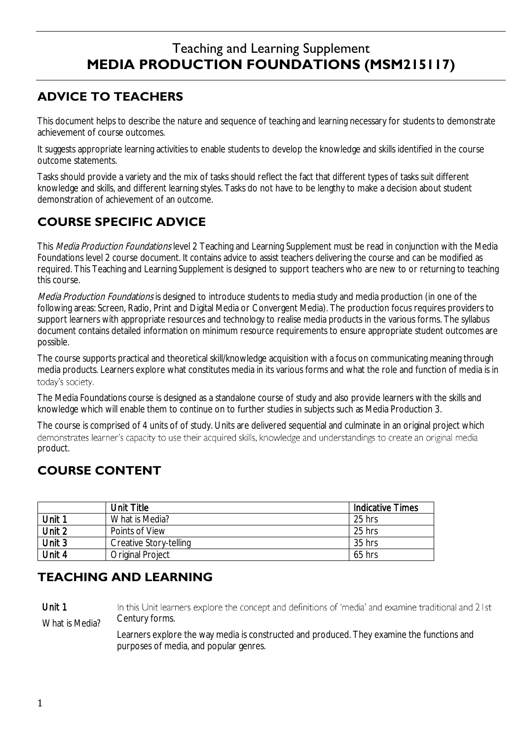# Teaching and Learning Supplement
# MEDIA PRODUCTION FOUNDATIONS (MSM215117)

## ADVICE TO TEACHERS

This document helps to describe the nature and sequence of teaching and learning necessary for students to demonstrate achievement of course outcomes.

It suggests appropriate learning activities to enable students to develop the knowledge and skills identified in the course outcome statements.

Tasks should provide a variety and the mix of tasks should reflect the fact that different types of tasks suit different knowledge and skills, and different learning styles. Tasks do not have to be lengthy to make a decision about student demonstration of achievement of an outcome.

## COURSE SPECIFIC ADVICE

This *Media Production Foundations* level 2 Teaching and Learning Supplement must be read in conjunction with the Media Foundations level 2 course document. It contains advice to assist teachers delivering the course and can be modified as required. This Teaching and Learning Supplement is designed to support teachers who are new to or returning to teaching this course.

*Media Production Foundations* is designed to introduce students to media study and media production (in one of the following areas: Screen, Radio, Print and Digital Media or Convergent Media). The production focus requires providers to support learners with appropriate resources and technology to realise media products in the various forms. The syllabus document contains detailed information on minimum resource requirements to ensure appropriate student outcomes are possible.

The course supports practical and theoretical skill/knowledge acquisition with a focus on communicating meaning through media products. Learners explore what constitutes media in its various forms and what the role and function of media is in today's society.

The Media Foundations course is designed as a standalone course of study and also provide learners with the skills and knowledge which will enable them to continue on to further studies in subjects such as Media Production 3.

The course is comprised of 4 units of of study. Units are delivered sequential and culminate in an original project which demonstrates learner's capacity to use their acquired skills, knowledge and understandings to create an original media product.

## COURSE CONTENT

| | Unit Title | Indicative Times |
|---|---|---|
| **Unit 1** | What is Media? | 25 hrs |
| **Unit 2** | Points of View | 25 hrs |
| **Unit 3** | Creative Story-telling | 35 hrs |
| **Unit 4** | Original Project | 65 hrs |

## TEACHING AND LEARNING

**Unit 1**

What is Media?

In this Unit learners explore the concept and definitions of 'media' and examine traditional and 21st Century forms.

Learners explore the way media is constructed and produced. They examine the functions and purposes of media, and popular genres.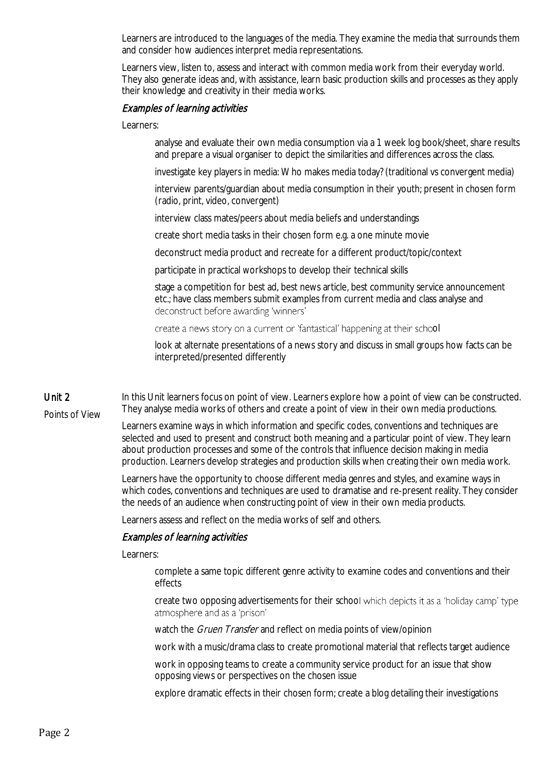Learners are introduced to the languages of the media. They examine the media that surrounds them and consider how audiences interpret media representations.

Learners view, listen to, assess and interact with common media work from their everyday world. They also generate ideas and, with assistance, learn basic production skills and processes as they apply their knowledge and creativity in their media works.

### *Examples of learning activities*

Learners:

- analyse and evaluate their own media consumption via a 1 week log book/sheet, share results and prepare a visual organiser to depict the similarities and differences across the class.
- investigate key players in media: Who makes media today? (traditional vs convergent media)
- interview parents/guardian about media consumption in their youth; present in chosen form (radio, print, video, convergent)
- interview class mates/peers about media beliefs and understandings
- create short media tasks in their chosen form e.g. a one minute movie
- deconstruct media product and recreate for a different product/topic/context
- participate in practical workshops to develop their technical skills
- stage a competition for best ad, best news article, best community service announcement etc.; have class members submit examples from current media and class analyse and deconstruct before awarding 'winners'
- create a news story on a current or 'fantastical' happening at their school
- look at alternate presentations of a news story and discuss in small groups how facts can be interpreted/presented differently

## Unit 2

**Points of View**

In this Unit learners focus on point of view. Learners explore how a point of view can be constructed. They analyse media works of others and create a point of view in their own media productions.

Learners examine ways in which information and specific codes, conventions and techniques are selected and used to present and construct both meaning and a particular point of view. They learn about production processes and some of the controls that influence decision making in media production. Learners develop strategies and production skills when creating their own media work.

Learners have the opportunity to choose different media genres and styles, and examine ways in which codes, conventions and techniques are used to dramatise and re-present reality. They consider the needs of an audience when constructing point of view in their own media products.

Learners assess and reflect on the media works of self and others.

### *Examples of learning activities*

Learners:

- complete a same topic different genre activity to examine codes and conventions and their effects
- create two opposing advertisements for their school which depicts it as a 'holiday camp' type atmosphere and as a 'prison'
- watch the *Gruen Transfer* and reflect on media points of view/opinion
- work with a music/drama class to create promotional material that reflects target audience
- work in opposing teams to create a community service product for an issue that show opposing views or perspectives on the chosen issue
- explore dramatic effects in their chosen form; create a blog detailing their investigations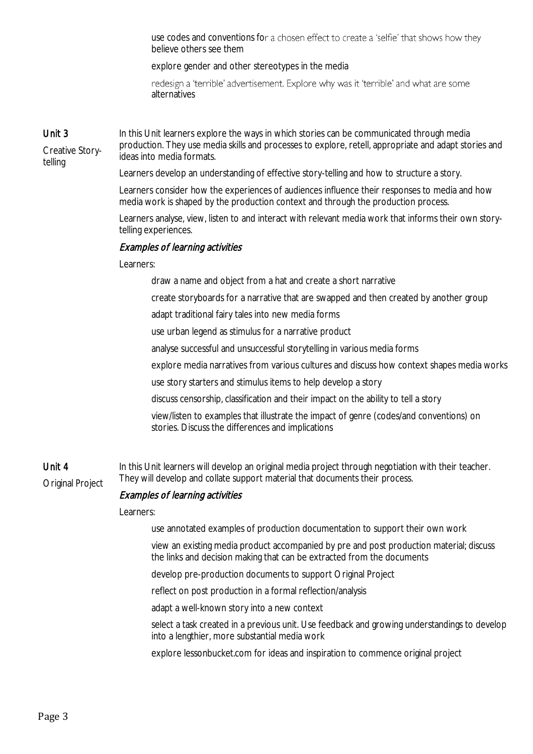- use codes and conventions for a chosen effect to create a 'selfie' that shows how they believe others see them
- explore gender and other stereotypes in the media
- redesign a 'terrible' advertisement. Explore why was it 'terrible' and what are some alternatives

## Unit 3

**Creative Story-telling**

In this Unit learners explore the ways in which stories can be communicated through media production. They use media skills and processes to explore, retell, appropriate and adapt stories and ideas into media formats.

Learners develop an understanding of effective story-telling and how to structure a story.

Learners consider how the experiences of audiences influence their responses to media and how media work is shaped by the production context and through the production process.

Learners analyse, view, listen to and interact with relevant media work that informs their own story-telling experiences.

### *Examples of learning activities*

Learners:

- draw a name and object from a hat and create a short narrative
- create storyboards for a narrative that are swapped and then created by another group
- adapt traditional fairy tales into new media forms
- use urban legend as stimulus for a narrative product
- analyse successful and unsuccessful storytelling in various media forms
- explore media narratives from various cultures and discuss how context shapes media works
- use story starters and stimulus items to help develop a story
- discuss censorship, classification and their impact on the ability to tell a story
- view/listen to examples that illustrate the impact of genre (codes/and conventions) on stories. Discuss the differences and implications

## Unit 4

**Original Project**

In this Unit learners will develop an original media project through negotiation with their teacher. They will develop and collate support material that documents their process.

### *Examples of learning activities*

Learners:

- use annotated examples of production documentation to support their own work
- view an existing media product accompanied by pre and post production material; discuss the links and decision making that can be extracted from the documents
- develop pre-production documents to support Original Project
- reflect on post production in a formal reflection/analysis
- adapt a well-known story into a new context
- select a task created in a previous unit. Use feedback and growing understandings to develop into a lengthier, more substantial media work
- explore lessonbucket.com for ideas and inspiration to commence original project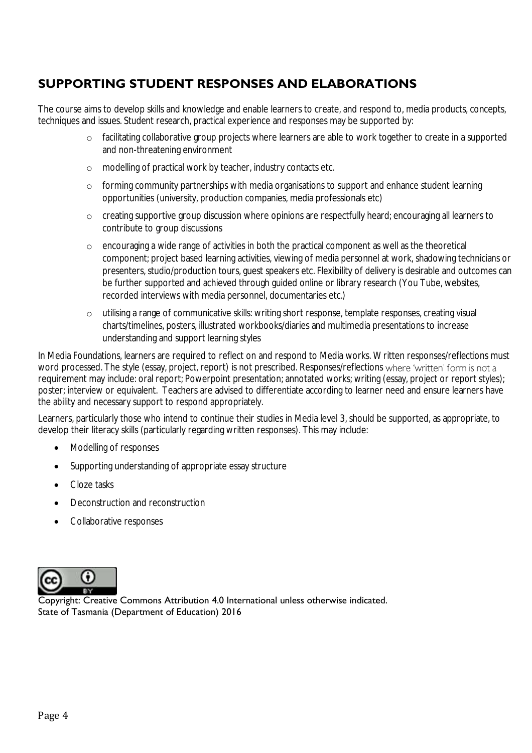## SUPPORTING STUDENT RESPONSES AND ELABORATIONS

The course aims to develop skills and knowledge and enable learners to create, and respond to, media products, concepts, techniques and issues. Student research, practical experience and responses may be supported by:

- facilitating collaborative group projects where learners are able to work together to create in a supported and non-threatening environment
- modelling of practical work by teacher, industry contacts etc.
- forming community partnerships with media organisations to support and enhance student learning opportunities (university, production companies, media professionals etc)
- creating supportive group discussion where opinions are respectfully heard; encouraging all learners to contribute to group discussions
- encouraging a wide range of activities in both the practical component as well as the theoretical component; project based learning activities, viewing of media personnel at work, shadowing technicians or presenters, studio/production tours, guest speakers etc. Flexibility of delivery is desirable and outcomes can be further supported and achieved through guided online or library research (You Tube, websites, recorded interviews with media personnel, documentaries etc.)
- utilising a range of communicative skills: writing short response, template responses, creating visual charts/timelines, posters, illustrated workbooks/diaries and multimedia presentations to increase understanding and support learning styles

In Media Foundations, learners are required to reflect on and respond to Media works. Written responses/reflections must word processed. The style (essay, project, report) is not prescribed. Responses/reflections where 'written' form is not a requirement may include: oral report; Powerpoint presentation; annotated works; writing (essay, project or report styles); poster; interview or equivalent. Teachers are advised to differentiate according to learner need and ensure learners have the ability and necessary support to respond appropriately.

Learners, particularly those who intend to continue their studies in Media level 3, should be supported, as appropriate, to develop their literacy skills (particularly regarding written responses). This may include:

- Modelling of responses
- Supporting understanding of appropriate essay structure
- Cloze tasks
- Deconstruction and reconstruction
- Collaborative responses

Copyright: Creative Commons Attribution 4.0 International unless otherwise indicated.
State of Tasmania (Department of Education) 2016